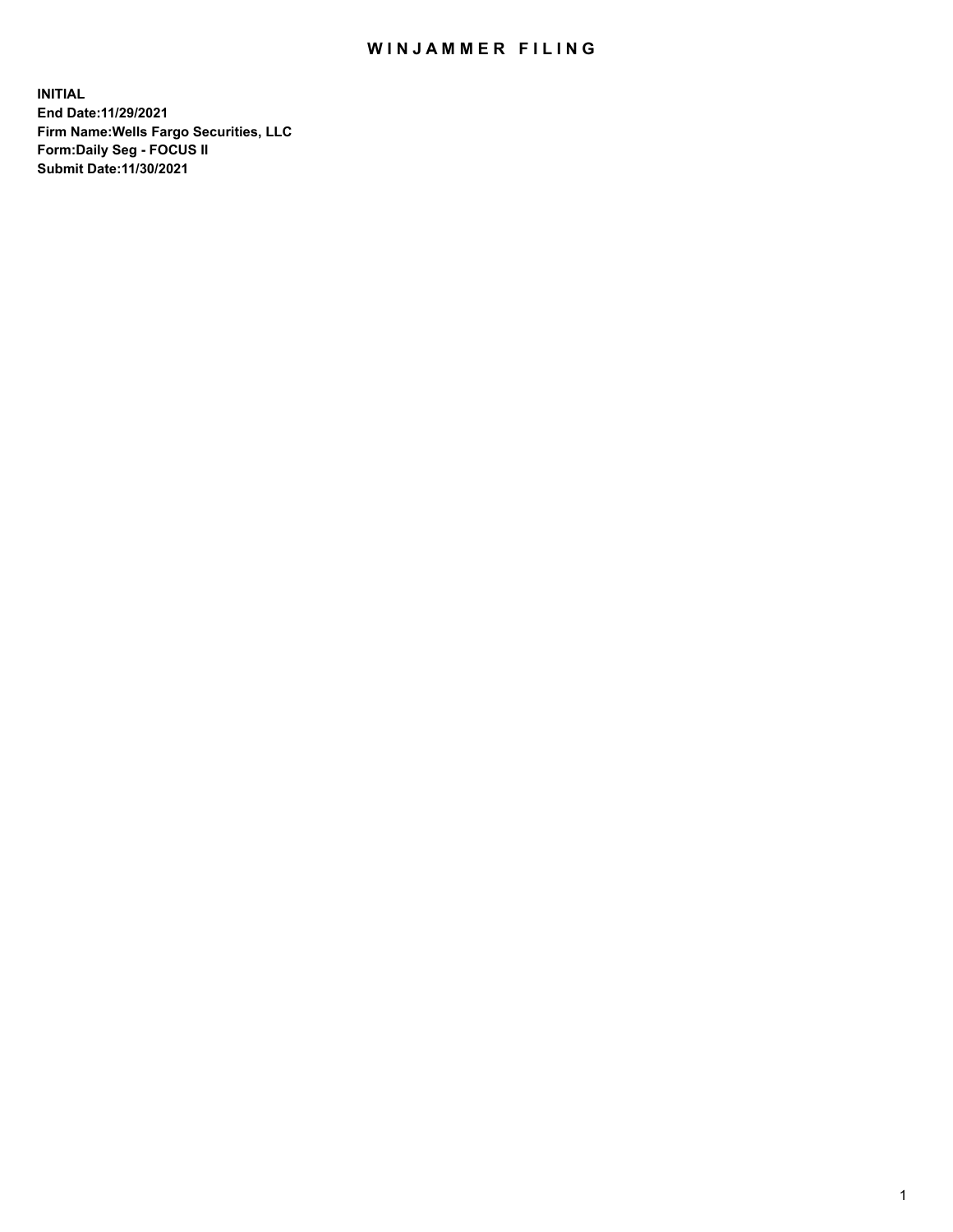# WINJAMMER FILING

**INITIAL**
**End Date:11/29/2021**
**Firm Name:Wells Fargo Securities, LLC**
**Form:Daily Seg - FOCUS II**
**Submit Date:11/30/2021**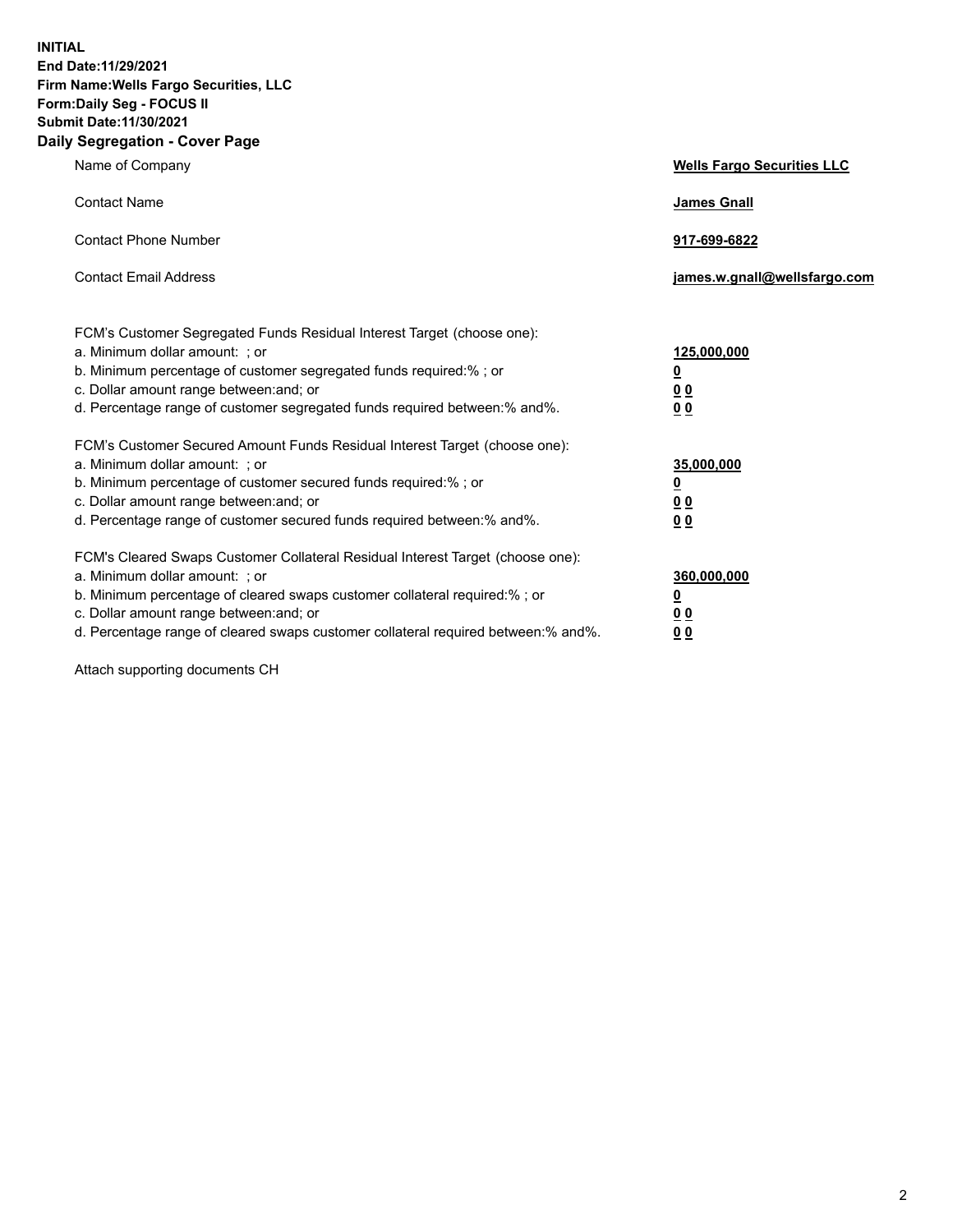**INITIAL**
**End Date:11/29/2021**
**Firm Name:Wells Fargo Securities, LLC**
**Form:Daily Seg - FOCUS II**
**Submit Date:11/30/2021**

## Daily Segregation - Cover Page

| | |
|---|---|
| Name of Company | **Wells Fargo Securities LLC** |
| Contact Name | **James Gnall** |
| Contact Phone Number | **917-699-6822** |
| Contact Email Address | **james.w.gnall@wellsfargo.com** |

FCM's Customer Segregated Funds Residual Interest Target (choose one):

| | |
|---|---|
| a. Minimum dollar amount: ; or | **125,000,000** |
| b. Minimum percentage of customer segregated funds required:% ; or | **0** |
| c. Dollar amount range between:and; or | **0 0** |
| d. Percentage range of customer segregated funds required between:% and%. | **0 0** |

FCM's Customer Secured Amount Funds Residual Interest Target (choose one):

| | |
|---|---|
| a. Minimum dollar amount: ; or | **35,000,000** |
| b. Minimum percentage of customer secured funds required:% ; or | **0** |
| c. Dollar amount range between:and; or | **0 0** |
| d. Percentage range of customer secured funds required between:% and%. | **0 0** |

FCM's Cleared Swaps Customer Collateral Residual Interest Target (choose one):

| | |
|---|---|
| a. Minimum dollar amount: ; or | **360,000,000** |
| b. Minimum percentage of cleared swaps customer collateral required:% ; or | **0** |
| c. Dollar amount range between:and; or | **0 0** |
| d. Percentage range of cleared swaps customer collateral required between:% and%. | **0 0** |

Attach supporting documents CH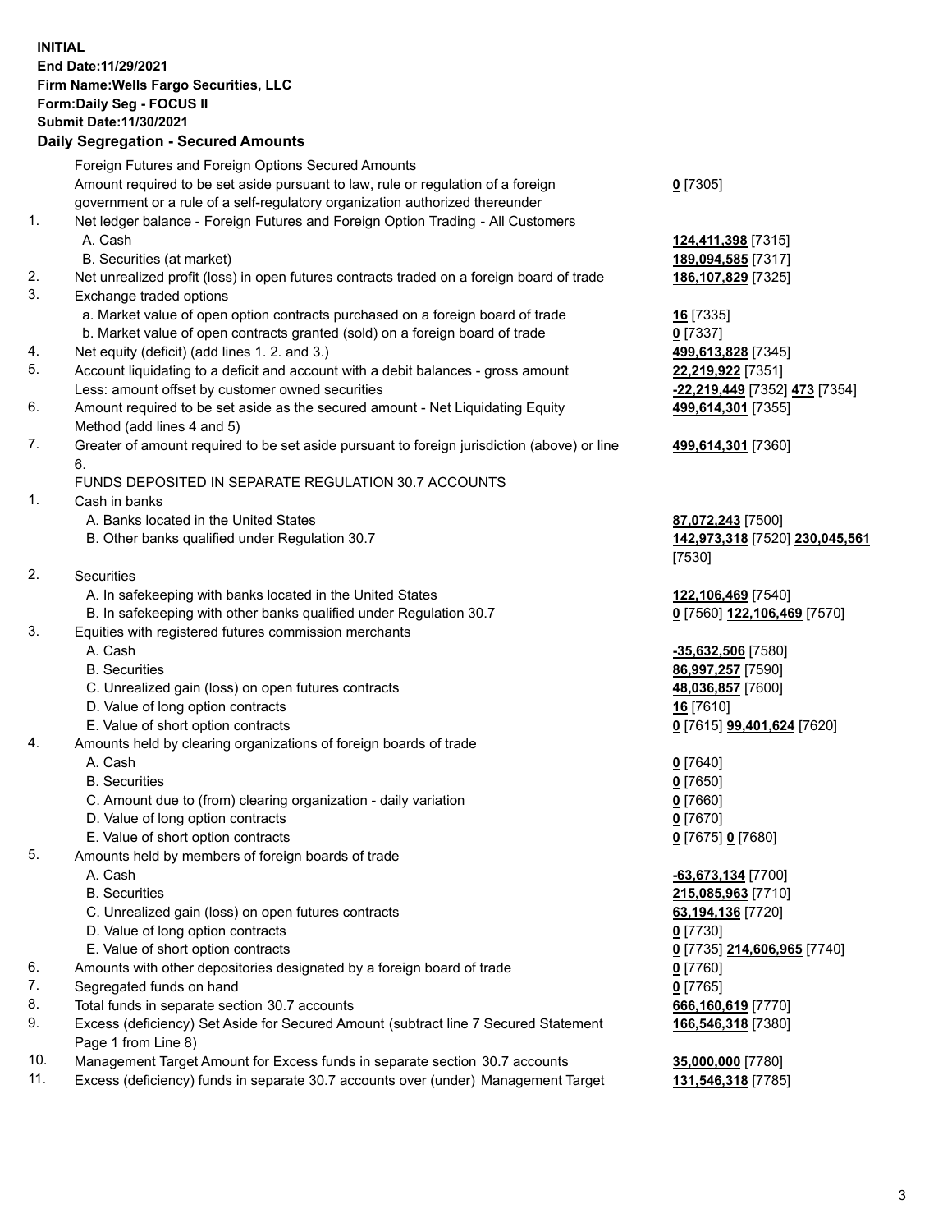**INITIAL**
**End Date:11/29/2021**
**Firm Name:Wells Fargo Securities, LLC**
**Form:Daily Seg - FOCUS II**
**Submit Date:11/30/2021**

**Daily Segregation - Secured Amounts**

| | | |
|---|---|---|
| | Foreign Futures and Foreign Options Secured Amounts | |
| | Amount required to be set aside pursuant to law, rule or regulation of a foreign government or a rule of a self-regulatory organization authorized thereunder | **0** [7305] |
| 1. | Net ledger balance - Foreign Futures and Foreign Option Trading - All Customers | |
| | A. Cash | **124,411,398** [7315] |
| | B. Securities (at market) | **189,094,585** [7317] |
| 2. | Net unrealized profit (loss) in open futures contracts traded on a foreign board of trade | **186,107,829** [7325] |
| 3. | Exchange traded options | |
| | a. Market value of open option contracts purchased on a foreign board of trade | **16** [7335] |
| | b. Market value of open contracts granted (sold) on a foreign board of trade | **0** [7337] |
| 4. | Net equity (deficit) (add lines 1. 2. and 3.) | **499,613,828** [7345] |
| 5. | Account liquidating to a deficit and account with a debit balances - gross amount | **22,219,922** [7351] |
| | Less: amount offset by customer owned securities | **-22,219,449** [7352] **473** [7354] |
| 6. | Amount required to be set aside as the secured amount - Net Liquidating Equity Method (add lines 4 and 5) | **499,614,301** [7355] |
| 7. | Greater of amount required to be set aside pursuant to foreign jurisdiction (above) or line 6. | **499,614,301** [7360] |
| | FUNDS DEPOSITED IN SEPARATE REGULATION 30.7 ACCOUNTS | |
| 1. | Cash in banks | |
| | A. Banks located in the United States | **87,072,243** [7500] |
| | B. Other banks qualified under Regulation 30.7 | **142,973,318** [7520] **230,045,561** [7530] |
| 2. | Securities | |
| | A. In safekeeping with banks located in the United States | **122,106,469** [7540] |
| | B. In safekeeping with other banks qualified under Regulation 30.7 | **0** [7560] **122,106,469** [7570] |
| 3. | Equities with registered futures commission merchants | |
| | A. Cash | **-35,632,506** [7580] |
| | B. Securities | **86,997,257** [7590] |
| | C. Unrealized gain (loss) on open futures contracts | **48,036,857** [7600] |
| | D. Value of long option contracts | **16** [7610] |
| | E. Value of short option contracts | **0** [7615] **99,401,624** [7620] |
| 4. | Amounts held by clearing organizations of foreign boards of trade | |
| | A. Cash | **0** [7640] |
| | B. Securities | **0** [7650] |
| | C. Amount due to (from) clearing organization - daily variation | **0** [7660] |
| | D. Value of long option contracts | **0** [7670] |
| | E. Value of short option contracts | **0** [7675] **0** [7680] |
| 5. | Amounts held by members of foreign boards of trade | |
| | A. Cash | **-63,673,134** [7700] |
| | B. Securities | **215,085,963** [7710] |
| | C. Unrealized gain (loss) on open futures contracts | **63,194,136** [7720] |
| | D. Value of long option contracts | **0** [7730] |
| | E. Value of short option contracts | **0** [7735] **214,606,965** [7740] |
| 6. | Amounts with other depositories designated by a foreign board of trade | **0** [7760] |
| 7. | Segregated funds on hand | **0** [7765] |
| 8. | Total funds in separate section 30.7 accounts | **666,160,619** [7770] |
| 9. | Excess (deficiency) Set Aside for Secured Amount (subtract line 7 Secured Statement Page 1 from Line 8) | **166,546,318** [7380] |
| 10. | Management Target Amount for Excess funds in separate section 30.7 accounts | **35,000,000** [7780] |
| 11. | Excess (deficiency) funds in separate 30.7 accounts over (under) Management Target | **131,546,318** [7785] |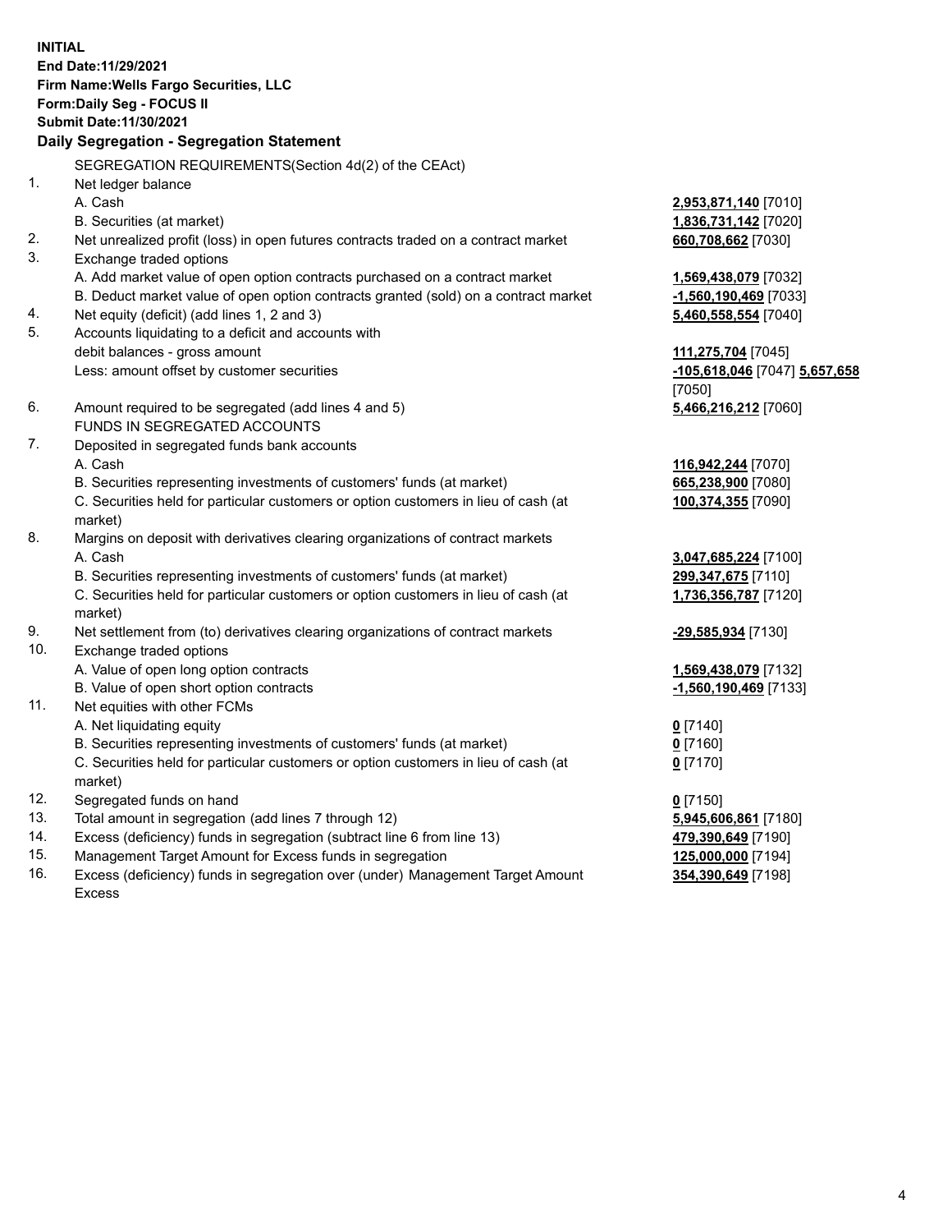**INITIAL**
**End Date:11/29/2021**
**Firm Name:Wells Fargo Securities, LLC**
**Form:Daily Seg - FOCUS II**
**Submit Date:11/30/2021**

**Daily Segregation - Segregation Statement**

| | | |
|---|---|---|
| | SEGREGATION REQUIREMENTS(Section 4d(2) of the CEAct) | |
| 1. | Net ledger balance | |
| | A. Cash | **2,953,871,140** [7010] |
| | B. Securities (at market) | **1,836,731,142** [7020] |
| 2. | Net unrealized profit (loss) in open futures contracts traded on a contract market | **660,708,662** [7030] |
| 3. | Exchange traded options | |
| | A. Add market value of open option contracts purchased on a contract market | **1,569,438,079** [7032] |
| | B. Deduct market value of open option contracts granted (sold) on a contract market | **-1,560,190,469** [7033] |
| 4. | Net equity (deficit) (add lines 1, 2 and 3) | **5,460,558,554** [7040] |
| 5. | Accounts liquidating to a deficit and accounts with | |
| | debit balances - gross amount | **111,275,704** [7045] |
| | Less: amount offset by customer securities | **-105,618,046** [7047] **5,657,658** [7050] |
| 6. | Amount required to be segregated (add lines 4 and 5) | **5,466,216,212** [7060] |
| | FUNDS IN SEGREGATED ACCOUNTS | |
| 7. | Deposited in segregated funds bank accounts | |
| | A. Cash | **116,942,244** [7070] |
| | B. Securities representing investments of customers' funds (at market) | **665,238,900** [7080] |
| | C. Securities held for particular customers or option customers in lieu of cash (at market) | **100,374,355** [7090] |
| 8. | Margins on deposit with derivatives clearing organizations of contract markets | |
| | A. Cash | **3,047,685,224** [7100] |
| | B. Securities representing investments of customers' funds (at market) | **299,347,675** [7110] |
| | C. Securities held for particular customers or option customers in lieu of cash (at market) | **1,736,356,787** [7120] |
| 9. | Net settlement from (to) derivatives clearing organizations of contract markets | **-29,585,934** [7130] |
| 10. | Exchange traded options | |
| | A. Value of open long option contracts | **1,569,438,079** [7132] |
| | B. Value of open short option contracts | **-1,560,190,469** [7133] |
| 11. | Net equities with other FCMs | |
| | A. Net liquidating equity | **0** [7140] |
| | B. Securities representing investments of customers' funds (at market) | **0** [7160] |
| | C. Securities held for particular customers or option customers in lieu of cash (at market) | **0** [7170] |
| 12. | Segregated funds on hand | **0** [7150] |
| 13. | Total amount in segregation (add lines 7 through 12) | **5,945,606,861** [7180] |
| 14. | Excess (deficiency) funds in segregation (subtract line 6 from line 13) | **479,390,649** [7190] |
| 15. | Management Target Amount for Excess funds in segregation | **125,000,000** [7194] |
| 16. | Excess (deficiency) funds in segregation over (under) Management Target Amount Excess | **354,390,649** [7198] |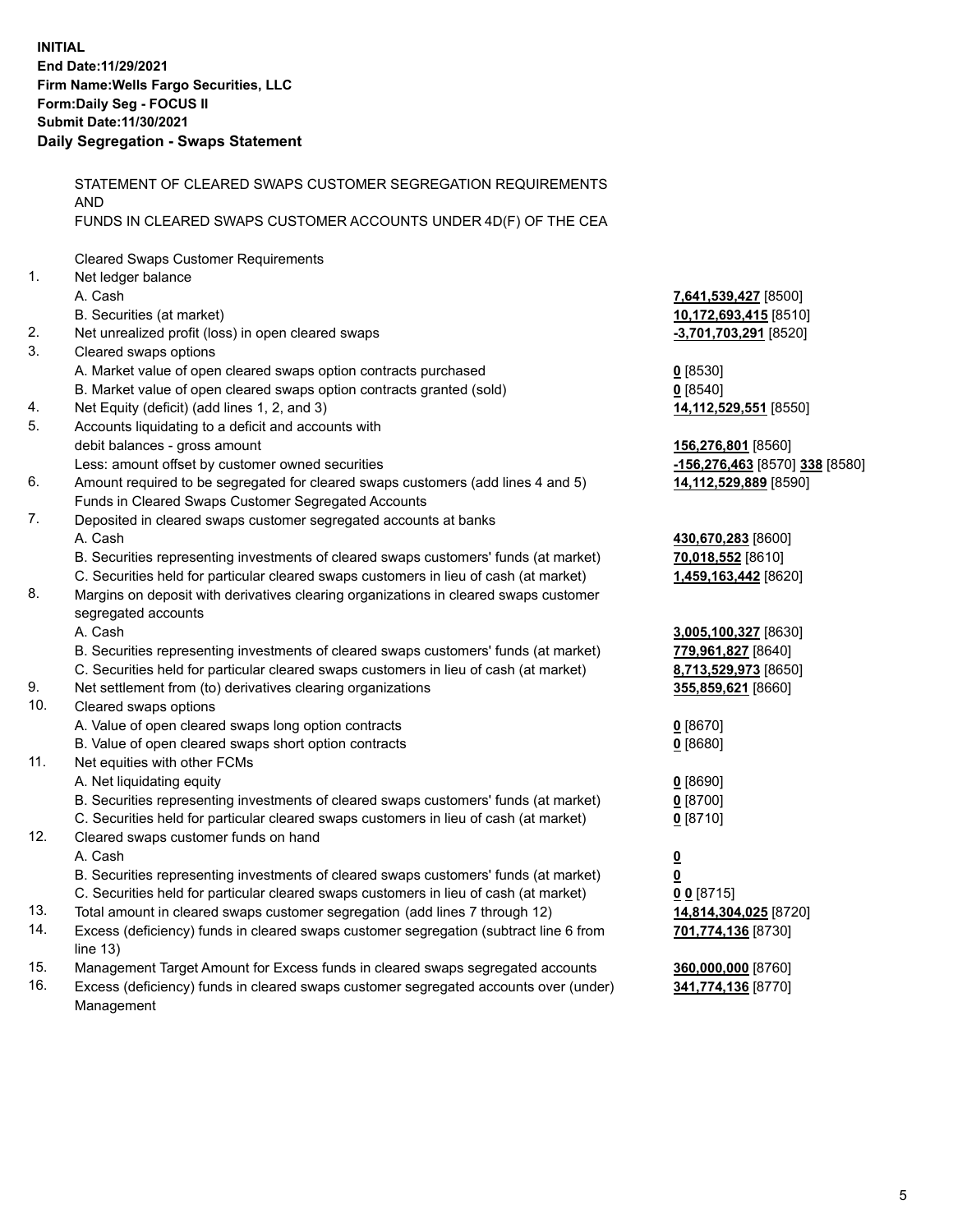**INITIAL**
**End Date:11/29/2021**
**Firm Name:Wells Fargo Securities, LLC**
**Form:Daily Seg - FOCUS II**
**Submit Date:11/30/2021**
**Daily Segregation - Swaps Statement**

STATEMENT OF CLEARED SWAPS CUSTOMER SEGREGATION REQUIREMENTS AND FUNDS IN CLEARED SWAPS CUSTOMER ACCOUNTS UNDER 4D(F) OF THE CEA

| | | |
|---|---|---|
| | Cleared Swaps Customer Requirements | |
| 1. | Net ledger balance | |
| | A. Cash | **7,641,539,427** [8500] |
| | B. Securities (at market) | **10,172,693,415** [8510] |
| 2. | Net unrealized profit (loss) in open cleared swaps | **-3,701,703,291** [8520] |
| 3. | Cleared swaps options | |
| | A. Market value of open cleared swaps option contracts purchased | **0** [8530] |
| | B. Market value of open cleared swaps option contracts granted (sold) | **0** [8540] |
| 4. | Net Equity (deficit) (add lines 1, 2, and 3) | **14,112,529,551** [8550] |
| 5. | Accounts liquidating to a deficit and accounts with debit balances - gross amount | **156,276,801** [8560] |
| | Less: amount offset by customer owned securities | **-156,276,463** [8570] **338** [8580] |
| 6. | Amount required to be segregated for cleared swaps customers (add lines 4 and 5) | **14,112,529,889** [8590] |
| | Funds in Cleared Swaps Customer Segregated Accounts | |
| 7. | Deposited in cleared swaps customer segregated accounts at banks | |
| | A. Cash | **430,670,283** [8600] |
| | B. Securities representing investments of cleared swaps customers' funds (at market) | **70,018,552** [8610] |
| | C. Securities held for particular cleared swaps customers in lieu of cash (at market) | **1,459,163,442** [8620] |
| 8. | Margins on deposit with derivatives clearing organizations in cleared swaps customer segregated accounts | |
| | A. Cash | **3,005,100,327** [8630] |
| | B. Securities representing investments of cleared swaps customers' funds (at market) | **779,961,827** [8640] |
| | C. Securities held for particular cleared swaps customers in lieu of cash (at market) | **8,713,529,973** [8650] |
| 9. | Net settlement from (to) derivatives clearing organizations | **355,859,621** [8660] |
| 10. | Cleared swaps options | |
| | A. Value of open cleared swaps long option contracts | **0** [8670] |
| | B. Value of open cleared swaps short option contracts | **0** [8680] |
| 11. | Net equities with other FCMs | |
| | A. Net liquidating equity | **0** [8690] |
| | B. Securities representing investments of cleared swaps customers' funds (at market) | **0** [8700] |
| | C. Securities held for particular cleared swaps customers in lieu of cash (at market) | **0** [8710] |
| 12. | Cleared swaps customer funds on hand | |
| | A. Cash | **0** |
| | B. Securities representing investments of cleared swaps customers' funds (at market) | **0** |
| | C. Securities held for particular cleared swaps customers in lieu of cash (at market) | **0** **0** [8715] |
| 13. | Total amount in cleared swaps customer segregation (add lines 7 through 12) | **14,814,304,025** [8720] |
| 14. | Excess (deficiency) funds in cleared swaps customer segregation (subtract line 6 from line 13) | **701,774,136** [8730] |
| 15. | Management Target Amount for Excess funds in cleared swaps segregated accounts | **360,000,000** [8760] |
| 16. | Excess (deficiency) funds in cleared swaps customer segregated accounts over (under) Management | **341,774,136** [8770] |